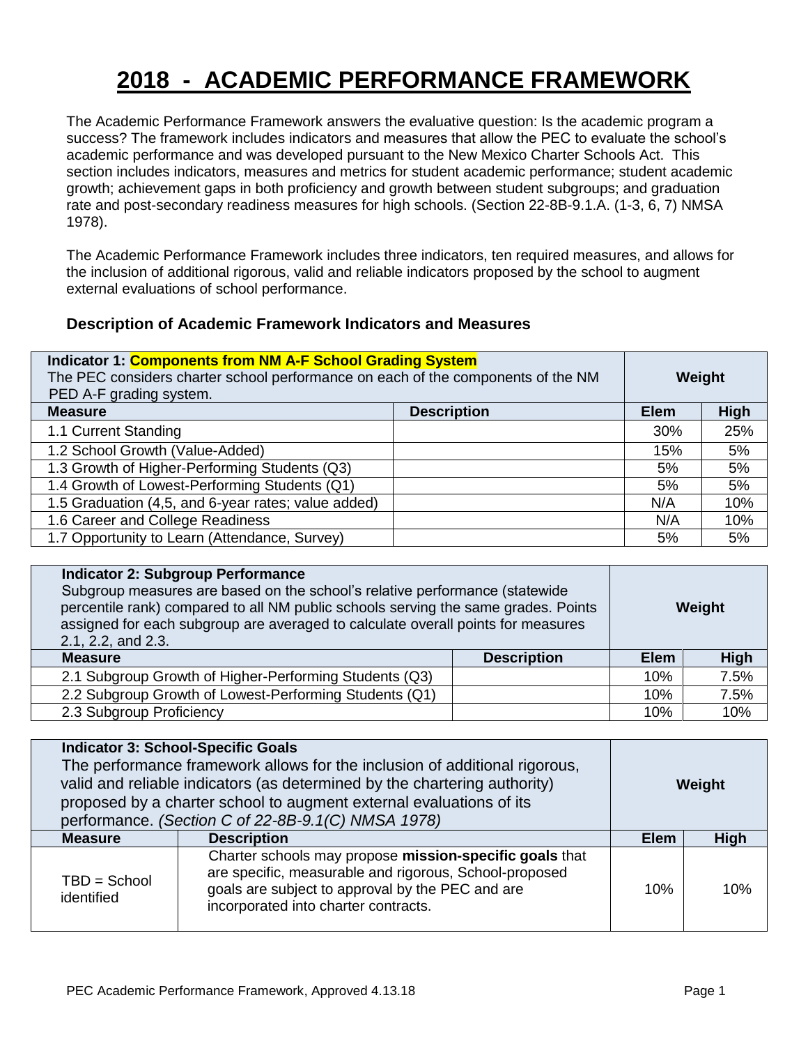# 2018 - ACADEMIC PERFORMANCE FRAMEWORK

The Academic Performance Framework answers the evaluative question: Is the academic program a success? The framework includes indicators and measures that allow the PEC to evaluate the school's academic performance and was developed pursuant to the New Mexico Charter Schools Act. This section includes indicators, measures and metrics for student academic performance; student academic growth; achievement gaps in both proficiency and growth between student subgroups; and graduation rate and post-secondary readiness measures for high schools. (Section 22-8B-9.1.A. (1-3, 6, 7) NMSA 1978).

The Academic Performance Framework includes three indicators, ten required measures, and allows for the inclusion of additional rigorous, valid and reliable indicators proposed by the school to augment external evaluations of school performance.

### Description of Academic Framework Indicators and Measures

| **Indicator 1: Components from NM A-F School Grading System** The PEC considers charter school performance on each of the components of the NM PED A-F grading system. | | **Weight** | |
|---|---|---|---|
| **Measure** | **Description** | **Elem** | **High** |
| 1.1 Current Standing | | 30% | 25% |
| 1.2 School Growth (Value-Added) | | 15% | 5% |
| 1.3 Growth of Higher-Performing Students (Q3) | | 5% | 5% |
| 1.4 Growth of Lowest-Performing Students (Q1) | | 5% | 5% |
| 1.5 Graduation (4,5, and 6-year rates; value added) | | N/A | 10% |
| 1.6 Career and College Readiness | | N/A | 10% |
| 1.7 Opportunity to Learn (Attendance, Survey) | | 5% | 5% |

| **Indicator 2: Subgroup Performance** Subgroup measures are based on the school's relative performance (statewide percentile rank) compared to all NM public schools serving the same grades. Points assigned for each subgroup are averaged to calculate overall points for measures 2.1, 2.2, and 2.3. | | **Weight** | |
|---|---|---|---|
| **Measure** | **Description** | **Elem** | **High** |
| 2.1 Subgroup Growth of Higher-Performing Students (Q3) | | 10% | 7.5% |
| 2.2 Subgroup Growth of Lowest-Performing Students (Q1) | | 10% | 7.5% |
| 2.3 Subgroup Proficiency | | 10% | 10% |

| **Indicator 3: School-Specific Goals** The performance framework allows for the inclusion of additional rigorous, valid and reliable indicators (as determined by the chartering authority) proposed by a charter school to augment external evaluations of its performance. *(Section C of 22-8B-9.1(C) NMSA 1978)* | | **Weight** | |
|---|---|---|---|
| **Measure** | **Description** | **Elem** | **High** |
| TBD = School identified | Charter schools may propose **mission-specific goals** that are specific, measurable and rigorous, School-proposed goals are subject to approval by the PEC and are incorporated into charter contracts. | 10% | 10% |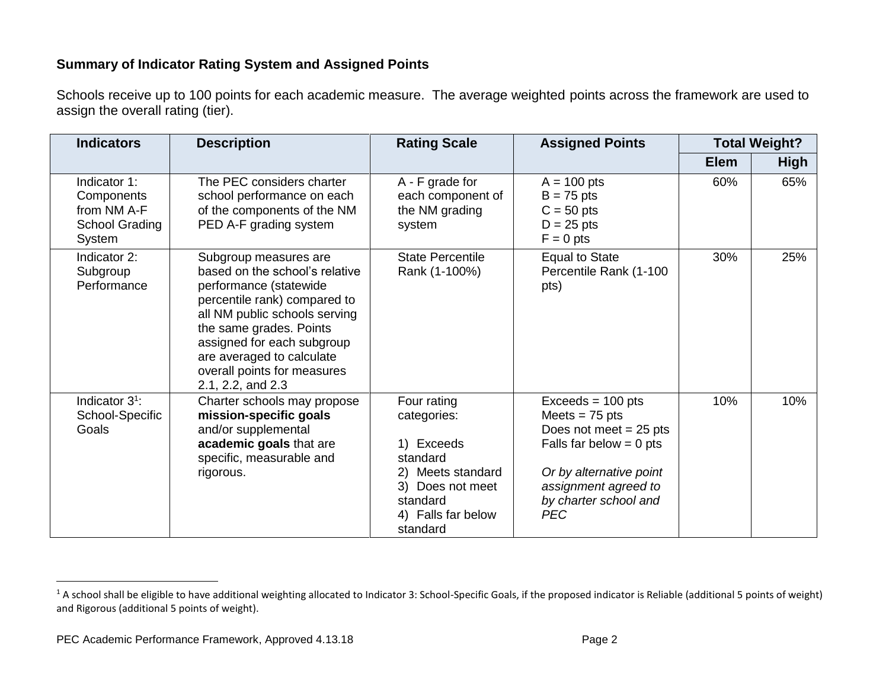**Summary of Indicator Rating System and Assigned Points**

Schools receive up to 100 points for each academic measure. The average weighted points across the framework are used to assign the overall rating (tier).

| Indicators | Description | Rating Scale | Assigned Points | Total Weight? | |
|---|---|---|---|---|---|
| | | | | Elem | High |
| Indicator 1: Components from NM A-F School Grading System | The PEC considers charter school performance on each of the components of the NM PED A-F grading system | A - F grade for each component of the NM grading system | A = 100 pts<br>B = 75 pts<br>C = 50 pts<br>D = 25 pts<br>F = 0 pts | 60% | 65% |
| Indicator 2: Subgroup Performance | Subgroup measures are based on the school's relative performance (statewide percentile rank) compared to all NM public schools serving the same grades. Points assigned for each subgroup are averaged to calculate overall points for measures 2.1, 2.2, and 2.3 | State Percentile Rank (1-100%) | Equal to State Percentile Rank (1-100 pts) | 30% | 25% |
| Indicator 3[1]: School-Specific Goals | Charter schools may propose **mission-specific goals** and/or supplemental **academic goals** that are specific, measurable and rigorous. | Four rating categories:<br><br>1) Exceeds standard<br>2) Meets standard<br>3) Does not meet standard<br>4) Falls far below standard | Exceeds = 100 pts<br>Meets = 75 pts<br>Does not meet = 25 pts<br>Falls far below = 0 pts<br><br>*Or by alternative point assignment agreed to by charter school and PEC* | 10% | 10% |

[1] A school shall be eligible to have additional weighting allocated to Indicator 3: School-Specific Goals, if the proposed indicator is Reliable (additional 5 points of weight) and Rigorous (additional 5 points of weight).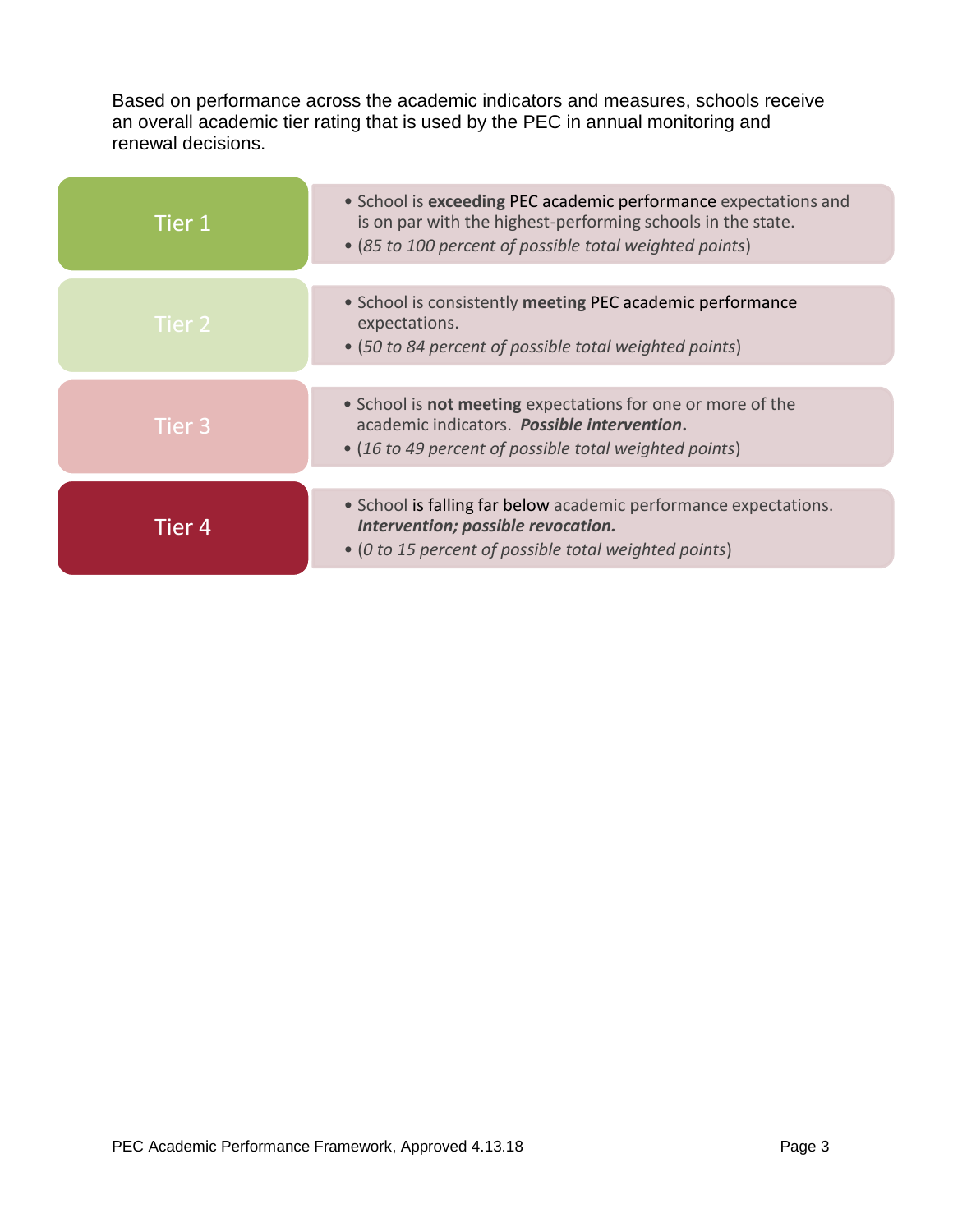Based on performance across the academic indicators and measures, schools receive an overall academic tier rating that is used by the PEC in annual monitoring and renewal decisions.

| | |
|---|---|
| Tier 1 | • School is **exceeding** PEC academic performance expectations and is on par with the highest-performing schools in the state.<br>• (*85 to 100 percent of possible total weighted points*) |
| Tier 2 | • School is consistently **meeting** PEC academic performance expectations.<br>• (*50 to 84 percent of possible total weighted points*) |
| Tier 3 | • School is **not meeting** expectations for one or more of the academic indicators. ***Possible intervention*****.**<br>• (*16 to 49 percent of possible total weighted points*) |
| Tier 4 | • School is falling far below academic performance expectations. ***Intervention; possible revocation.***<br>• (*0 to 15 percent of possible total weighted points*) |